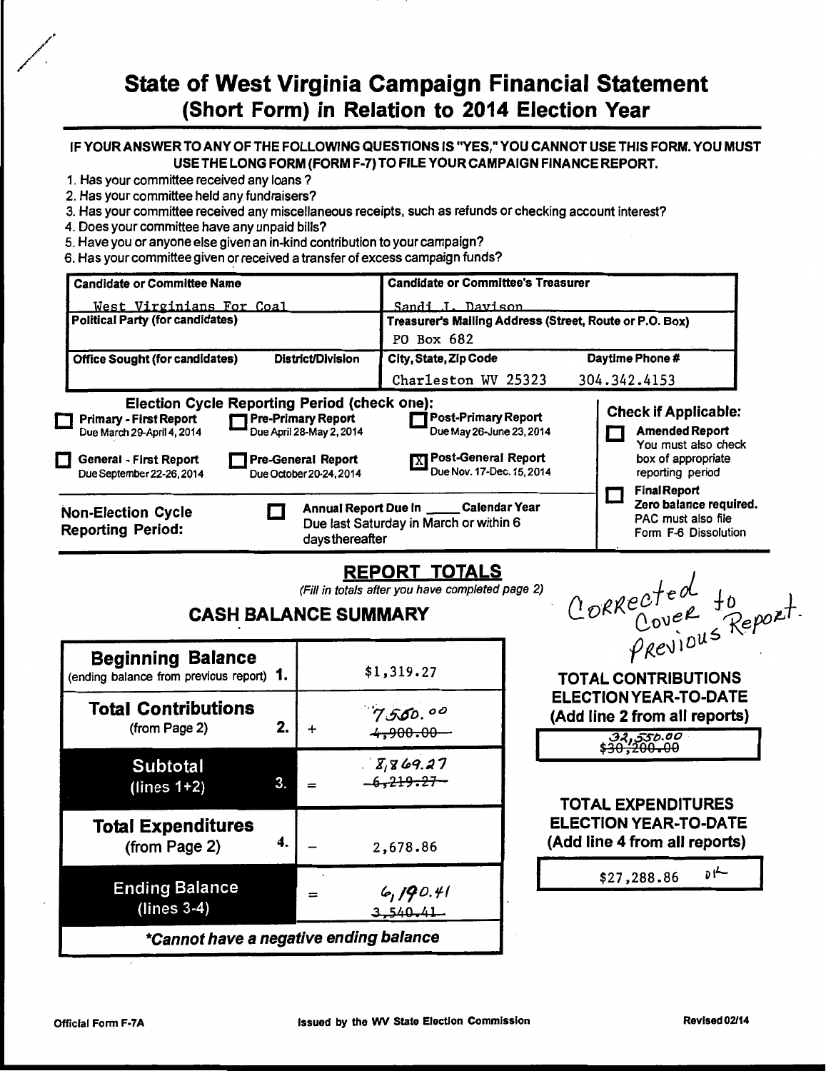# State of West Virginia Campaign Financial Statement (Short Form) in Relation to 2014 Election Year

**IF YOUR ANSWER TO ANY OF THE FOLLOWING QUESTIONS IS "YES," YOU CANNOT USE THIS FORM. YOU MUST USE THE LONG FORM (FORM F-7) TO FILE YOUR CAMPAIGN FINANCE REPORT.**

1. Has your committee received any loans ?
2. Has your committee held any fundraisers?
3. Has your committee received any miscellaneous receipts, such as refunds or checking account interest?
4. Does your committee have any unpaid bills?
5. Have you or anyone else given an in-kind contribution to your campaign?
6. Has your committee given or received a transfer of excess campaign funds?

| Candidate or Committee Name | | Candidate or Committee's Treasurer | |
|---|---|---|---|
| West Virginians For Coal | | Sandi L. Davison | |
| Political Party (for candidates) | | Treasurer's Mailing Address (Street, Route or P.O. Box) | |
| | | PO Box 682 | |
| Office Sought (for candidates) | District/Division | City, State, Zip Code | Daytime Phone # |
| | | Charleston WV 25323 | 304.342.4153 |

**Election Cycle Reporting Period (check one):**

- [ ] Primary - First Report — Due March 29-April 4, 2014
- [ ] Pre-Primary Report — Due April 28-May 2, 2014
- [ ] Post-Primary Report — Due May 26-June 23, 2014
- [ ] General - First Report — Due September 22-26, 2014
- [ ] Pre-General Report — Due October 20-24, 2014
- [X] Post-General Report — Due Nov. 17-Dec. 15, 2014

**Non-Election Cycle Reporting Period:**

- [ ] Annual Report Due In _____ Calendar Year — Due last Saturday in March or within 6 days thereafter

**Check if Applicable:**

- [ ] Amended Report — You must also check box of appropriate reporting period
- [ ] Final Report — Zero balance required. PAC must also file Form F-6 Dissolution

## REPORT TOTALS

*(Fill in totals after you have completed page 2)*

Corrected to Cover Previous Report.

### CASH BALANCE SUMMARY

| | | |
|---|---|---|
| **Beginning Balance** (ending balance from previous report) **1.** | | $1,319.27 |
| **Total Contributions** (from Page 2) **2.** | + | 7,560.00 ~~4,900.00~~ |
| **Subtotal** (lines 1+2) **3.** | = | 8,869.27 ~~6,219.27~~ |
| **Total Expenditures** (from Page 2) **4.** | − | 2,678.86 |
| **Ending Balance** (lines 3-4) | = | 6,190.41 ~~3,540.41~~ |

*\*Cannot have a negative ending balance*

**TOTAL CONTRIBUTIONS ELECTION YEAR-TO-DATE (Add line 2 from all reports)**

32,550.00 ~~$30,200.00~~

**TOTAL EXPENDITURES ELECTION YEAR-TO-DATE (Add line 4 from all reports)**

$27,288.86 ok

Official Form F-7A — Issued by the WV State Election Commission — Revised 02/14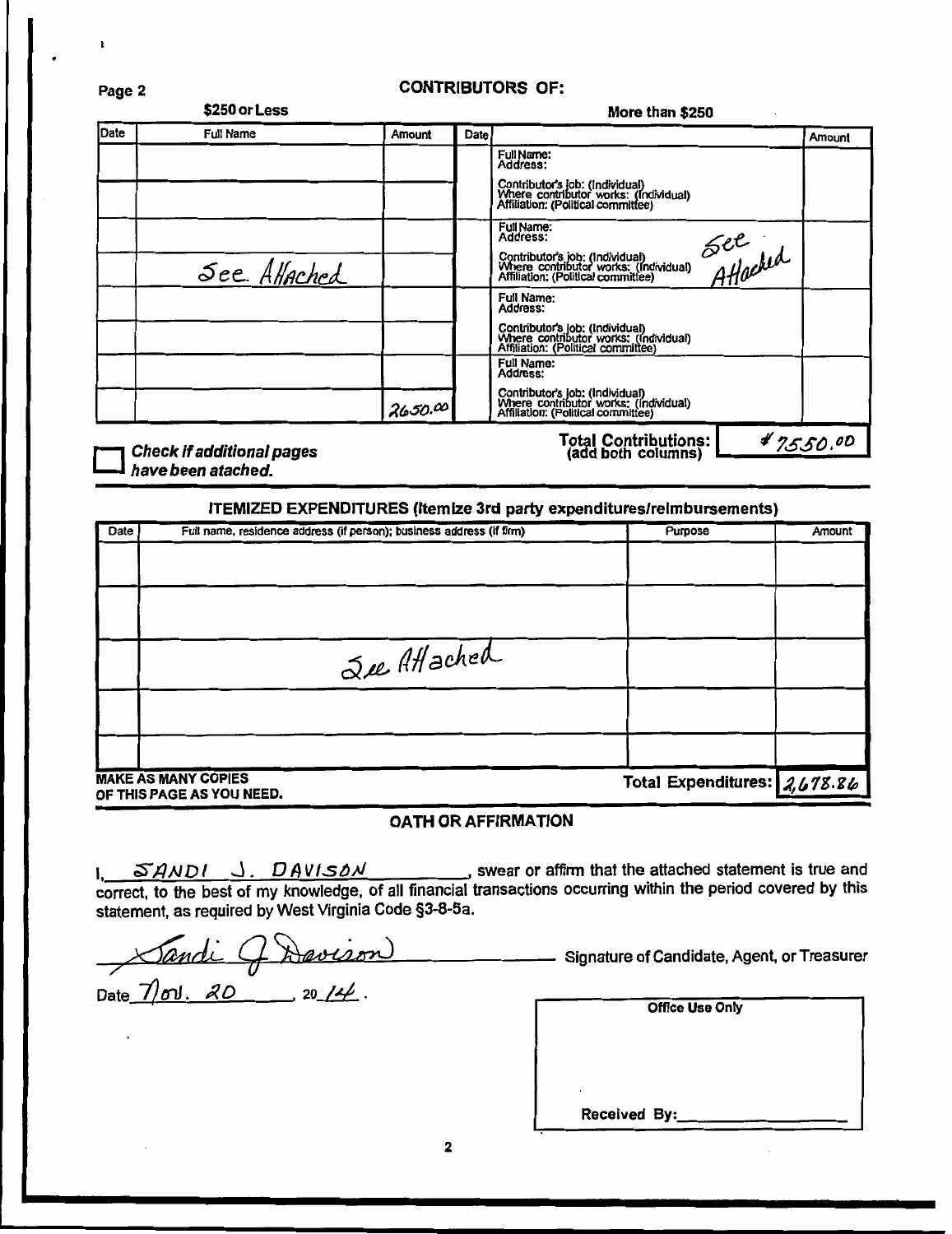## CONTRIBUTORS OF:

| $250 or Less | | | More than $250 | | |
|---|---|---|---|---|---|
| Date | Full Name | Amount | Date | | Amount |
| | | | | Full Name: Address: | |
| | | | | Contributor's job: (Individual) Where contributor works: (Individual) Affiliation: (Political committee) | |
| | | | | Full Name: Address: | |
| | See Attached | | | Contributor's job: (Individual) Where contributor works: (Individual) Affiliation: (Political committee) See Attached | |
| | | | | Full Name: Address: | |
| | | | | Contributor's job: (Individual) Where contributor works: (Individual) Affiliation: (Political committee) | |
| | | | | Full Name: Address: | |
| | | 2650.00 | | Contributor's job: (Individual) Where contributor works: (Individual) Affiliation: (Political committee) | |

☐ *Check if additional pages have been atached.*

**Total Contributions:** (add both columns) $7550.00

## ITEMIZED EXPENDITURES (Itemize 3rd party expenditures/reimbursements)

| Date | Full name, residence address (if person); business address (if firm) | Purpose | Amount |
|---|---|---|---|
| | | | |
| | | | |
| | See Attached | | |
| | | | |
| | | | |

**MAKE AS MANY COPIES OF THIS PAGE AS YOU NEED.**

**Total Expenditures:** 2,678.86

## OATH OR AFFIRMATION

I, SANDI J. DAVISON, swear or affirm that the attached statement is true and correct, to the best of my knowledge, of all financial transactions occurring within the period covered by this statement, as required by West Virginia Code §3-8-5a.

Sandi J Davison — Signature of Candidate, Agent, or Treasurer

Date Nov. 20, 20 14.

| Office Use Only |
|---|
| Received By: |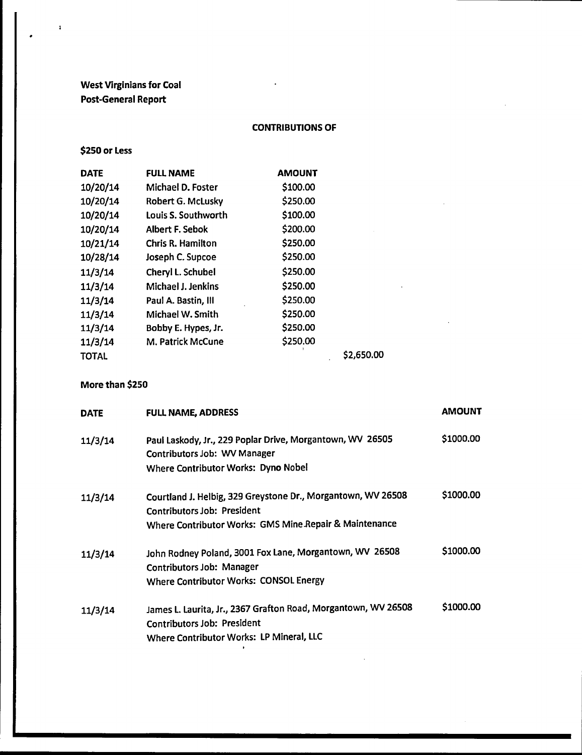**West Virginians for Coal**
**Post-General Report**

**CONTRIBUTIONS OF**

**$250 or Less**

| DATE | FULL NAME | AMOUNT | |
|---|---|---|---|
| 10/20/14 | Michael D. Foster | $100.00 | |
| 10/20/14 | Robert G. McLusky | $250.00 | |
| 10/20/14 | Louis S. Southworth | $100.00 | |
| 10/20/14 | Albert F. Sebok | $200.00 | |
| 10/21/14 | Chris R. Hamilton | $250.00 | |
| 10/28/14 | Joseph C. Supcoe | $250.00 | |
| 11/3/14 | Cheryl L. Schubel | $250.00 | |
| 11/3/14 | Michael J. Jenkins | $250.00 | |
| 11/3/14 | Paul A. Bastin, III | $250.00 | |
| 11/3/14 | Michael W. Smith | $250.00 | |
| 11/3/14 | Bobby E. Hypes, Jr. | $250.00 | |
| 11/3/14 | M. Patrick McCune | $250.00 | |
| TOTAL | | | $2,650.00 |

**More than $250**

| DATE | FULL NAME, ADDRESS | AMOUNT |
|---|---|---|
| 11/3/14 | Paul Laskody, Jr., 229 Poplar Drive, Morgantown, WV 26505<br>Contributors Job: WV Manager<br>Where Contributor Works: Dyno Nobel | $1000.00 |
| 11/3/14 | Courtland J. Helbig, 329 Greystone Dr., Morgantown, WV 26508<br>Contributors Job: President<br>Where Contributor Works: GMS Mine Repair & Maintenance | $1000.00 |
| 11/3/14 | John Rodney Poland, 3001 Fox Lane, Morgantown, WV 26508<br>Contributors Job: Manager<br>Where Contributor Works: CONSOL Energy | $1000.00 |
| 11/3/14 | James L. Laurita, Jr., 2367 Grafton Road, Morgantown, WV 26508<br>Contributors Job: President<br>Where Contributor Works: LP Mineral, LLC | $1000.00 |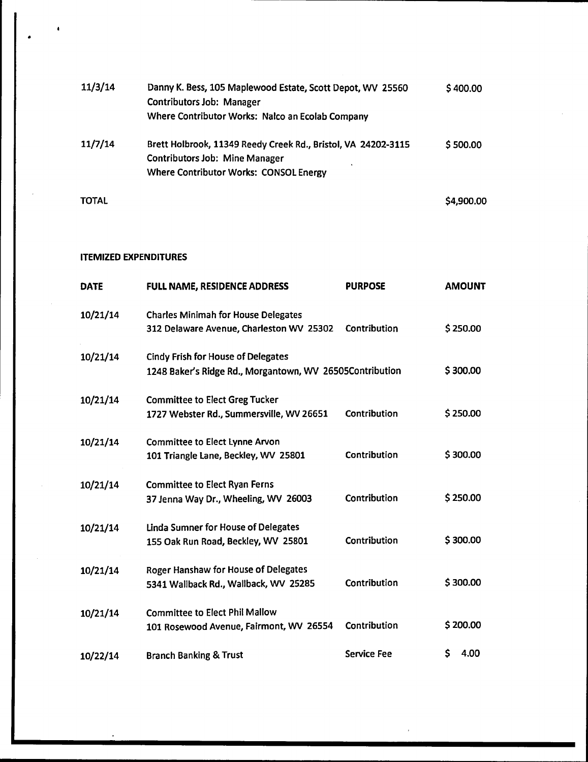| | | |
|---|---|---|
| 11/3/14 | Danny K. Bess, 105 Maplewood Estate, Scott Depot, WV 25560<br>Contributors Job: Manager<br>Where Contributor Works: Nalco an Ecolab Company | $ 400.00 |
| 11/7/14 | Brett Holbrook, 11349 Reedy Creek Rd., Bristol, VA 24202-3115<br>Contributors Job: Mine Manager<br>Where Contributor Works: CONSOL Energy | $ 500.00 |
| TOTAL | | $4,900.00 |

**ITEMIZED EXPENDITURES**

| DATE | FULL NAME, RESIDENCE ADDRESS | PURPOSE | AMOUNT |
|---|---|---|---|
| 10/21/14 | Charles Minimah for House Delegates<br>312 Delaware Avenue, Charleston WV 25302 | Contribution | $ 250.00 |
| 10/21/14 | Cindy Frish for House of Delegates<br>1248 Baker's Ridge Rd., Morgantown, WV 26505 | Contribution | $ 300.00 |
| 10/21/14 | Committee to Elect Greg Tucker<br>1727 Webster Rd., Summersville, WV 26651 | Contribution | $ 250.00 |
| 10/21/14 | Committee to Elect Lynne Arvon<br>101 Triangle Lane, Beckley, WV 25801 | Contribution | $ 300.00 |
| 10/21/14 | Committee to Elect Ryan Ferns<br>37 Jenna Way Dr., Wheeling, WV 26003 | Contribution | $ 250.00 |
| 10/21/14 | Linda Sumner for House of Delegates<br>155 Oak Run Road, Beckley, WV 25801 | Contribution | $ 300.00 |
| 10/21/14 | Roger Hanshaw for House of Delegates<br>5341 Wallback Rd., Wallback, WV 25285 | Contribution | $ 300.00 |
| 10/21/14 | Committee to Elect Phil Mallow<br>101 Rosewood Avenue, Fairmont, WV 26554 | Contribution | $ 200.00 |
| 10/22/14 | Branch Banking & Trust | Service Fee | $ 4.00 |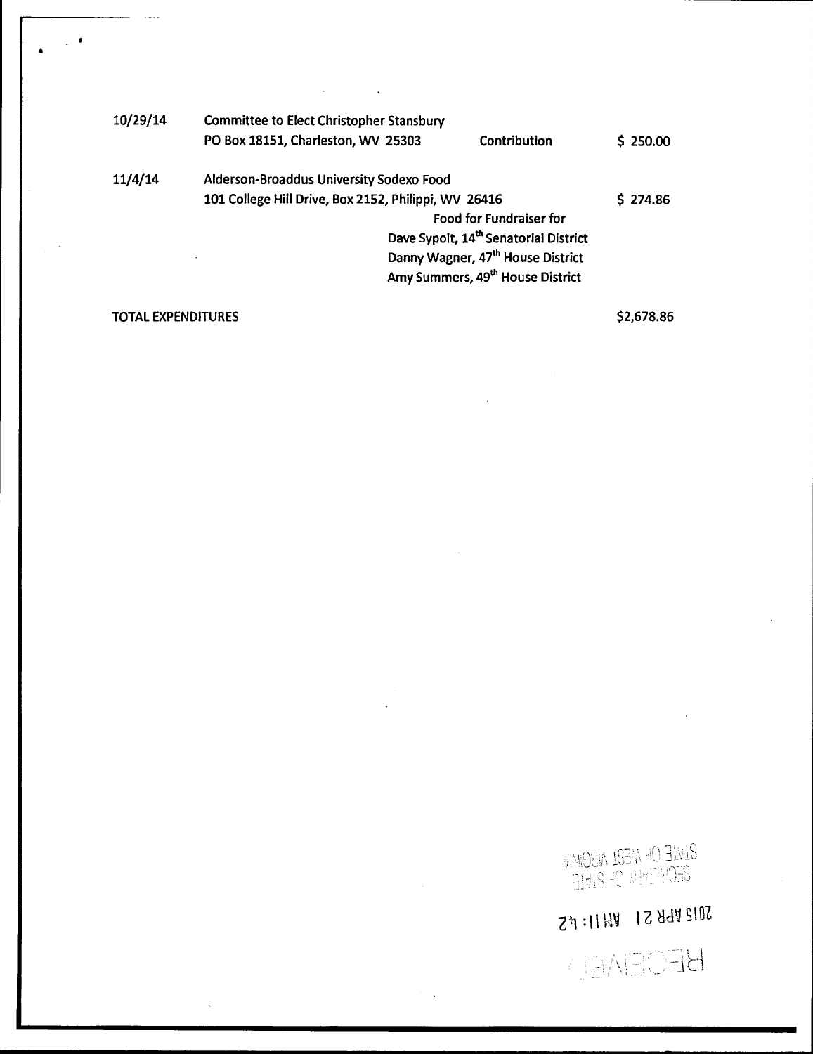| | | | |
|---|---|---|---|
| 10/29/14 | Committee to Elect Christopher Stansbury<br>PO Box 18151, Charleston, WV 25303 | Contribution | $ 250.00 |
| 11/4/14 | Alderson-Broaddus University Sodexo Food<br>101 College Hill Drive, Box 2152, Philippi, WV 26416 | Food for Fundraiser for<br>Dave Sypolt, 14th Senatorial District<br>Danny Wagner, 47th House District<br>Amy Summers, 49th House District | $ 274.86 |

**TOTAL EXPENDITURES** $2,678.86

RECEIVED

2015 APR 21 AM 11:42

STATE OF WEST VIRGINIA
SECRETARY OF STATE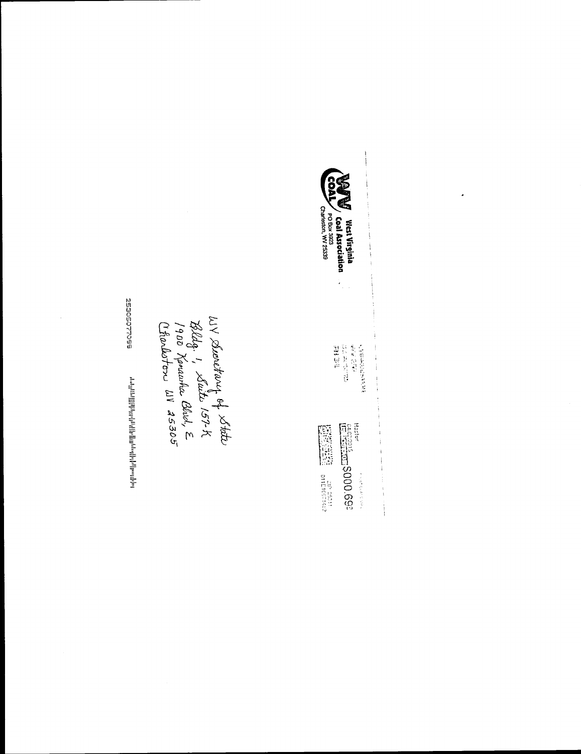West Virginia
Coal Association
PO Box 3923
Charleston, WV 25339

Hasler
04/03/2015
US POSTAGE $000.69
ZIP 25311
011E11657462

WV Secretary of State
Bldg. 1, Suite 157-K
1900 Kanawha Blvd, E
Charleston WV 25305

25305077099